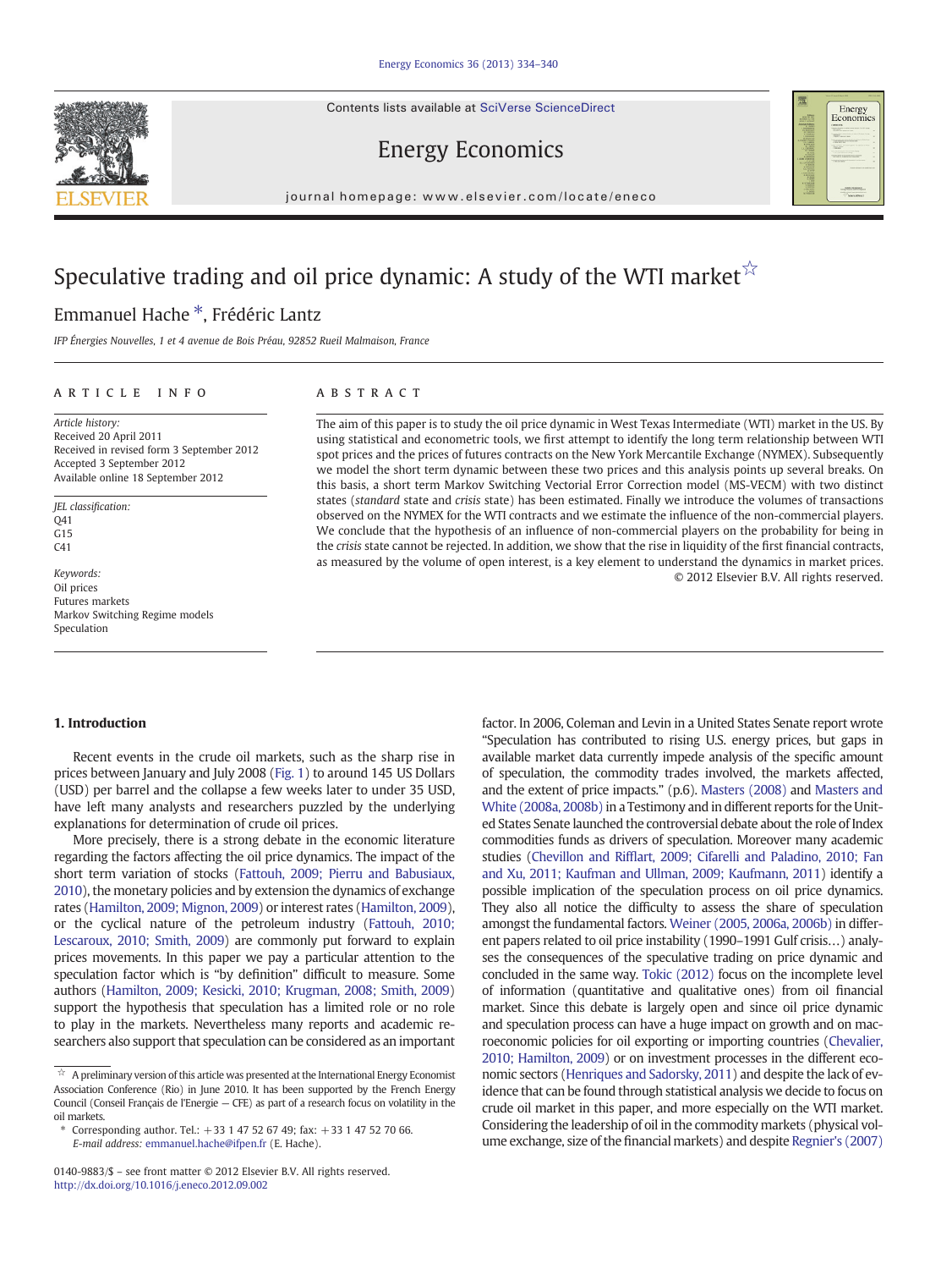# Speculative trading and oil price dynamic: A study of the WTI market ☆

Emmanuel Hache *, Frédéric Lantz

*IFP Énergies Nouvelles, 1 et 4 avenue de Bois Préau, 92852 Rueil Malmaison, France*

## ARTICLE INFO

*Article history:*
Received 20 April 2011
Received in revised form 3 September 2012
Accepted 3 September 2012
Available online 18 September 2012

*JEL classification:*
Q41
G15
C41

*Keywords:*
Oil prices
Futures markets
Markov Switching Regime models
Speculation

## ABSTRACT

The aim of this paper is to study the oil price dynamic in West Texas Intermediate (WTI) market in the US. By using statistical and econometric tools, we first attempt to identify the long term relationship between WTI spot prices and the prices of futures contracts on the New York Mercantile Exchange (NYMEX). Subsequently we model the short term dynamic between these two prices and this analysis points up several breaks. On this basis, a short term Markov Switching Vectorial Error Correction model (MS-VECM) with two distinct states (*standard* state and *crisis* state) has been estimated. Finally we introduce the volumes of transactions observed on the NYMEX for the WTI contracts and we estimate the influence of the non-commercial players. We conclude that the hypothesis of an influence of non-commercial players on the probability for being in the *crisis* state cannot be rejected. In addition, we show that the rise in liquidity of the first financial contracts, as measured by the volume of open interest, is a key element to understand the dynamics in market prices.

© 2012 Elsevier B.V. All rights reserved.

## 1. Introduction

Recent events in the crude oil markets, such as the sharp rise in prices between January and July 2008 (Fig. 1) to around 145 US Dollars (USD) per barrel and the collapse a few weeks later to under 35 USD, have left many analysts and researchers puzzled by the underlying explanations for determination of crude oil prices.

More precisely, there is a strong debate in the economic literature regarding the factors affecting the oil price dynamics. The impact of the short term variation of stocks (Fattouh, 2009; Pierru and Babusiaux, 2010), the monetary policies and by extension the dynamics of exchange rates (Hamilton, 2009; Mignon, 2009) or interest rates (Hamilton, 2009), or the cyclical nature of the petroleum industry (Fattouh, 2010; Lescaroux, 2010; Smith, 2009) are commonly put forward to explain prices movements. In this paper we pay a particular attention to the speculation factor which is "by definition" difficult to measure. Some authors (Hamilton, 2009; Kesicki, 2010; Krugman, 2008; Smith, 2009) support the hypothesis that speculation has a limited role or no role to play in the markets. Nevertheless many reports and academic researchers also support that speculation can be considered as an important factor. In 2006, Coleman and Levin in a United States Senate report wrote "Speculation has contributed to rising U.S. energy prices, but gaps in available market data currently impede analysis of the specific amount of speculation, the commodity trades involved, the markets affected, and the extent of price impacts." (p.6). Masters (2008) and Masters and White (2008a, 2008b) in a Testimony and in different reports for the United States Senate launched the controversial debate about the role of Index commodities funds as drivers of speculation. Moreover many academic studies (Chevillon and Rifflart, 2009; Cifarelli and Paladino, 2010; Fan and Xu, 2011; Kaufman and Ullman, 2009; Kaufmann, 2011) identify a possible implication of the speculation process on oil price dynamics. They also all notice the difficulty to assess the share of speculation amongst the fundamental factors. Weiner (2005, 2006a, 2006b) in different papers related to oil price instability (1990–1991 Gulf crisis…) analyses the consequences of the speculative trading on price dynamic and concluded in the same way. Tokic (2012) focus on the incomplete level of information (quantitative and qualitative ones) from oil financial market. Since this debate is largely open and since oil price dynamic and speculation process can have a huge impact on growth and on macroeconomic policies for oil exporting or importing countries (Chevalier, 2010; Hamilton, 2009) or on investment processes in the different economic sectors (Henriques and Sadorsky, 2011) and despite the lack of evidence that can be found through statistical analysis we decide to focus on crude oil market in this paper, and more especially on the WTI market. Considering the leadership of oil in the commodity markets (physical volume exchange, size of the financial markets) and despite Regnier's (2007)

---

☆ A preliminary version of this article was presented at the International Energy Economist Association Conference (Rio) in June 2010. It has been supported by the French Energy Council (Conseil Français de l'Energie — CFE) as part of a research focus on volatility in the oil markets.

\* Corresponding author. Tel.: +33 1 47 52 67 49; fax: +33 1 47 52 70 66.
*E-mail address:* emmanuel.hache@ifpen.fr (E. Hache).

0140-9883/$ – see front matter © 2012 Elsevier B.V. All rights reserved.
http://dx.doi.org/10.1016/j.eneco.2012.09.002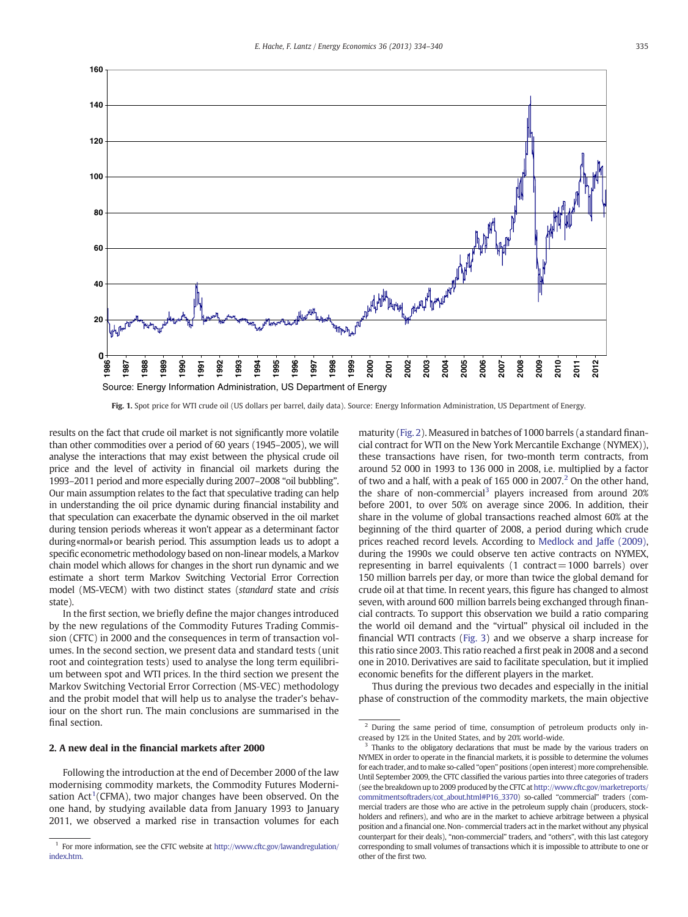Source: Energy Information Administration, US Department of Energy

**Fig. 1.** Spot price for WTI crude oil (US dollars per barrel, daily data). Source: Energy Information Administration, US Department of Energy.

results on the fact that crude oil market is not significantly more volatile than other commodities over a period of 60 years (1945–2005), we will analyse the interactions that may exist between the physical crude oil price and the level of activity in financial oil markets during the 1993–2011 period and more especially during 2007–2008 "oil bubbling". Our main assumption relates to the fact that speculative trading can help in understanding the oil price dynamic during financial instability and that speculation can exacerbate the dynamic observed in the oil market during tension periods whereas it won't appear as a determinant factor during«normal»or bearish period. This assumption leads us to adopt a specific econometric methodology based on non-linear models, a Markov chain model which allows for changes in the short run dynamic and we estimate a short term Markov Switching Vectorial Error Correction model (MS-VECM) with two distinct states (*standard* state and *crisis* state).

In the first section, we briefly define the major changes introduced by the new regulations of the Commodity Futures Trading Commission (CFTC) in 2000 and the consequences in term of transaction volumes. In the second section, we present data and standard tests (unit root and cointegration tests) used to analyse the long term equilibrium between spot and WTI prices. In the third section we present the Markov Switching Vectorial Error Correction (MS-VEC) methodology and the probit model that will help us to analyse the trader's behaviour on the short run. The main conclusions are summarised in the final section.

## 2. A new deal in the financial markets after 2000

Following the introduction at the end of December 2000 of the law modernising commodity markets, the Commodity Futures Modernisation Act[1](CFMA), two major changes have been observed. On the one hand, by studying available data from January 1993 to January 2011, we observed a marked rise in transaction volumes for each maturity (Fig. 2). Measured in batches of 1000 barrels (a standard financial contract for WTI on the New York Mercantile Exchange (NYMEX)), these transactions have risen, for two-month term contracts, from around 52 000 in 1993 to 136 000 in 2008, i.e. multiplied by a factor of two and a half, with a peak of 165 000 in 2007.[2] On the other hand, the share of non-commercial[3] players increased from around 20% before 2001, to over 50% on average since 2006. In addition, their share in the volume of global transactions reached almost 60% at the beginning of the third quarter of 2008, a period during which crude prices reached record levels. According to Medlock and Jaffe (2009), during the 1990s we could observe ten active contracts on NYMEX, representing in barrel equivalents (1 contract = 1000 barrels) over 150 million barrels per day, or more than twice the global demand for crude oil at that time. In recent years, this figure has changed to almost seven, with around 600 million barrels being exchanged through financial contracts. To support this observation we build a ratio comparing the world oil demand and the "virtual" physical oil included in the financial WTI contracts (Fig. 3) and we observe a sharp increase for this ratio since 2003. This ratio reached a first peak in 2008 and a second one in 2010. Derivatives are said to facilitate speculation, but it implied economic benefits for the different players in the market.

Thus during the previous two decades and especially in the initial phase of construction of the commodity markets, the main objective

---

[1] For more information, see the CFTC website at http://www.cftc.gov/lawandregulation/index.htm.

[2] During the same period of time, consumption of petroleum products only increased by 12% in the United States, and by 20% world-wide.

[3] Thanks to the obligatory declarations that must be made by the various traders on NYMEX in order to operate in the financial markets, it is possible to determine the volumes for each trader, and to make so-called "open" positions (open interest) more comprehensible. Until September 2009, the CFTC classified the various parties into three categories of traders (see the breakdown up to 2009 produced by the CFTC at http://www.cftc.gov/marketreports/commitmentsoftraders/cot_about.html#P16_3370) so-called "commercial" traders (commercial traders are those who are active in the petroleum supply chain (producers, stockholders and refiners), and who are in the market to achieve arbitrage between a physical position and a financial one. Non- commercial traders act in the market without any physical counterpart for their deals), "non-commercial" traders, and "others", with this last category corresponding to small volumes of transactions which it is impossible to attribute to one or other of the first two.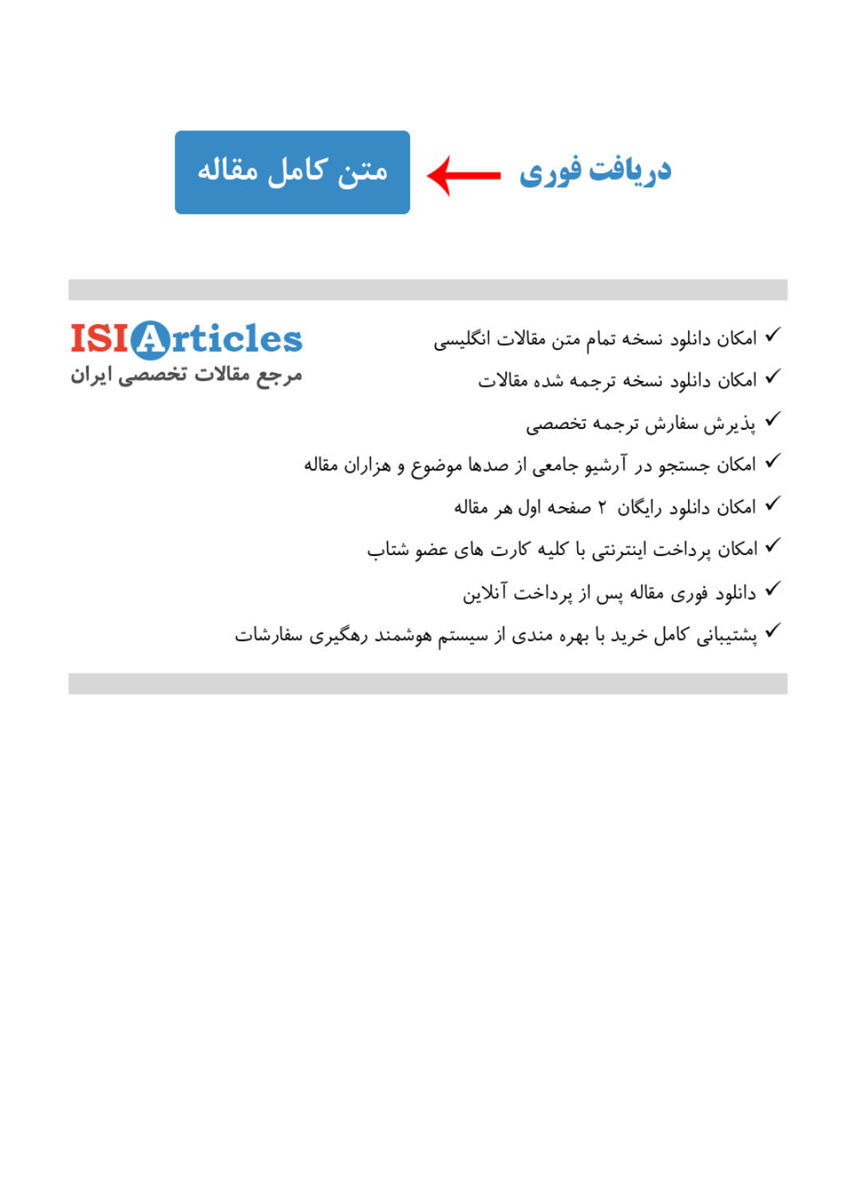دریافت فوری ← **متن کامل مقاله**

**ISIArticles**
مرجع مقالات تخصصی ایران

- ✓ امکان دانلود نسخه تمام متن مقالات انگلیسی
- ✓ امکان دانلود نسخه ترجمه شده مقالات
- ✓ پذیرش سفارش ترجمه تخصصی
- ✓ امکان جستجو در آرشیو جامعی از صدها موضوع و هزاران مقاله
- ✓ امکان دانلود رایگان ۲ صفحه اول هر مقاله
- ✓ امکان پرداخت اینترنتی با کلیه کارت های عضو شتاب
- ✓ دانلود فوری مقاله پس از پرداخت آنلاین
- ✓ پشتیبانی کامل خرید با بهره مندی از سیستم هوشمند رهگیری سفارشات